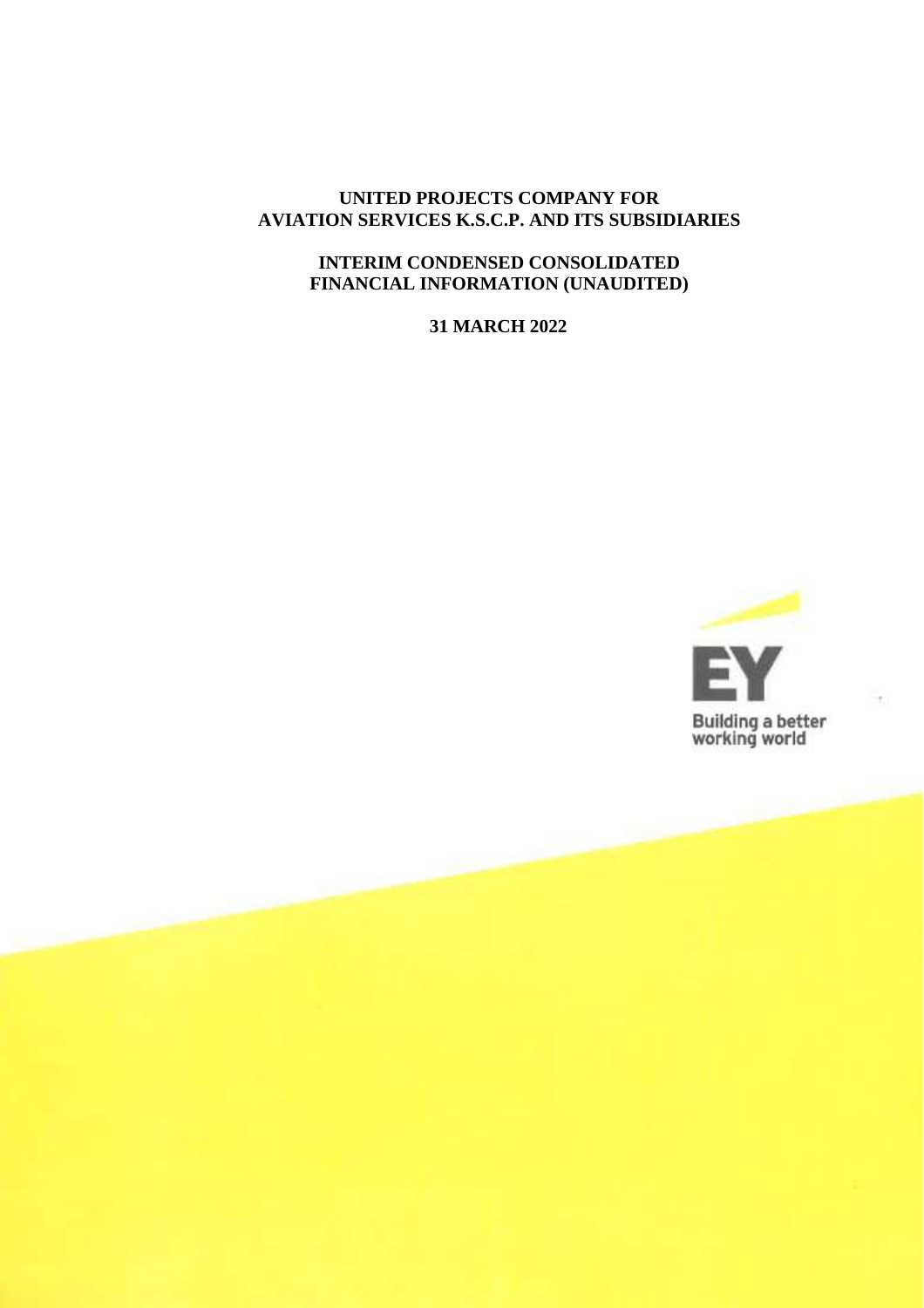# UNITED PROJECTS COMPANY FOR AVIATION SERVICES K.S.C.P. AND ITS SUBSIDIARIES

## INTERIM CONDENSED CONSOLIDATED FINANCIAL INFORMATION (UNAUDITED)

**31 MARCH 2022**

EY

Building a better working world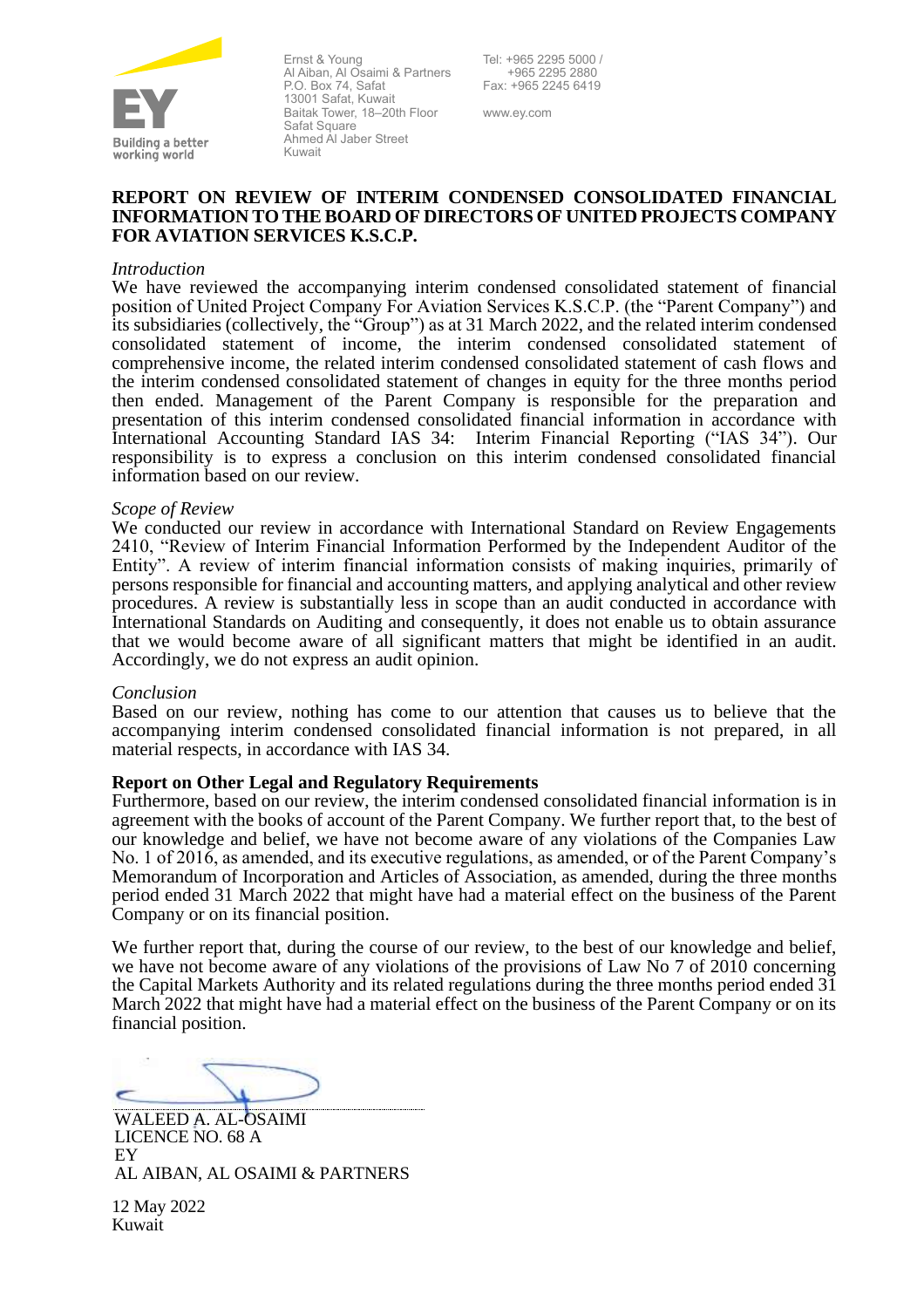Ernst & Young
Al Aiban, Al Osaimi & Partners
P.O. Box 74, Safat
13001 Safat, Kuwait
Baitak Tower, 18–20th Floor
Safat Square
Ahmed Al Jaber Street
Kuwait

Tel: +965 2295 5000 / +965 2295 2880
Fax: +965 2245 6419

www.ey.com

Building a better working world

**REPORT ON REVIEW OF INTERIM CONDENSED CONSOLIDATED FINANCIAL INFORMATION TO THE BOARD OF DIRECTORS OF UNITED PROJECTS COMPANY FOR AVIATION SERVICES K.S.C.P.**

*Introduction*

We have reviewed the accompanying interim condensed consolidated statement of financial position of United Project Company For Aviation Services K.S.C.P. (the "Parent Company") and its subsidiaries (collectively, the "Group") as at 31 March 2022, and the related interim condensed consolidated statement of income, the interim condensed consolidated statement of comprehensive income, the related interim condensed consolidated statement of cash flows and the interim condensed consolidated statement of changes in equity for the three months period then ended. Management of the Parent Company is responsible for the preparation and presentation of this interim condensed consolidated financial information in accordance with International Accounting Standard IAS 34: Interim Financial Reporting ("IAS 34"). Our responsibility is to express a conclusion on this interim condensed consolidated financial information based on our review.

*Scope of Review*

We conducted our review in accordance with International Standard on Review Engagements 2410, "Review of Interim Financial Information Performed by the Independent Auditor of the Entity". A review of interim financial information consists of making inquiries, primarily of persons responsible for financial and accounting matters, and applying analytical and other review procedures. A review is substantially less in scope than an audit conducted in accordance with International Standards on Auditing and consequently, it does not enable us to obtain assurance that we would become aware of all significant matters that might be identified in an audit. Accordingly, we do not express an audit opinion.

*Conclusion*

Based on our review, nothing has come to our attention that causes us to believe that the accompanying interim condensed consolidated financial information is not prepared, in all material respects, in accordance with IAS 34.

**Report on Other Legal and Regulatory Requirements**

Furthermore, based on our review, the interim condensed consolidated financial information is in agreement with the books of account of the Parent Company. We further report that, to the best of our knowledge and belief, we have not become aware of any violations of the Companies Law No. 1 of 2016, as amended, and its executive regulations, as amended, or of the Parent Company's Memorandum of Incorporation and Articles of Association, as amended, during the three months period ended 31 March 2022 that might have had a material effect on the business of the Parent Company or on its financial position.

We further report that, during the course of our review, to the best of our knowledge and belief, we have not become aware of any violations of the provisions of Law No 7 of 2010 concerning the Capital Markets Authority and its related regulations during the three months period ended 31 March 2022 that might have had a material effect on the business of the Parent Company or on its financial position.

WALEED A. AL-OSAIMI
LICENCE NO. 68 A
EY
AL AIBAN, AL OSAIMI & PARTNERS

12 May 2022
Kuwait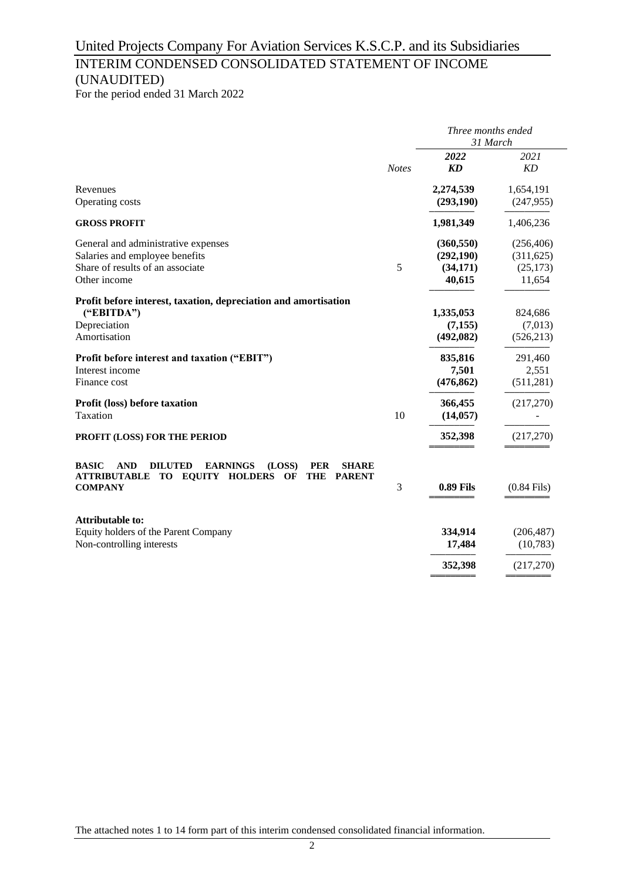# United Projects Company For Aviation Services K.S.C.P. and its Subsidiaries

## INTERIM CONDENSED CONSOLIDATED STATEMENT OF INCOME (UNAUDITED)

For the period ended 31 March 2022

| | Notes | *Three months ended 31 March* | |
|---|---|---|---|
| | | ***2022*** | *2021* |
| | | ***KD*** | *KD* |
| Revenues | | **2,274,539** | 1,654,191 |
| Operating costs | | **(293,190)** | (247,955) |
| **GROSS PROFIT** | | **1,981,349** | 1,406,236 |
| General and administrative expenses | | **(360,550)** | (256,406) |
| Salaries and employee benefits | | **(292,190)** | (311,625) |
| Share of results of an associate | 5 | **(34,171)** | (25,173) |
| Other income | | **40,615** | 11,654 |
| **Profit before interest, taxation, depreciation and amortisation ("EBITDA")** | | **1,335,053** | 824,686 |
| Depreciation | | **(7,155)** | (7,013) |
| Amortisation | | **(492,082)** | (526,213) |
| **Profit before interest and taxation ("EBIT")** | | **835,816** | 291,460 |
| Interest income | | **7,501** | 2,551 |
| Finance cost | | **(476,862)** | (511,281) |
| **Profit (loss) before taxation** | | **366,455** | (217,270) |
| Taxation | 10 | **(14,057)** | - |
| **PROFIT (LOSS) FOR THE PERIOD** | | **352,398** | (217,270) |
| **BASIC AND DILUTED EARNINGS (LOSS) PER SHARE ATTRIBUTABLE TO EQUITY HOLDERS OF THE PARENT COMPANY** | 3 | **0.89 Fils** | (0.84 Fils) |
| **Attributable to:** | | | |
| Equity holders of the Parent Company | | **334,914** | (206,487) |
| Non-controlling interests | | **17,484** | (10,783) |
| | | **352,398** | (217,270) |

The attached notes 1 to 14 form part of this interim condensed consolidated financial information.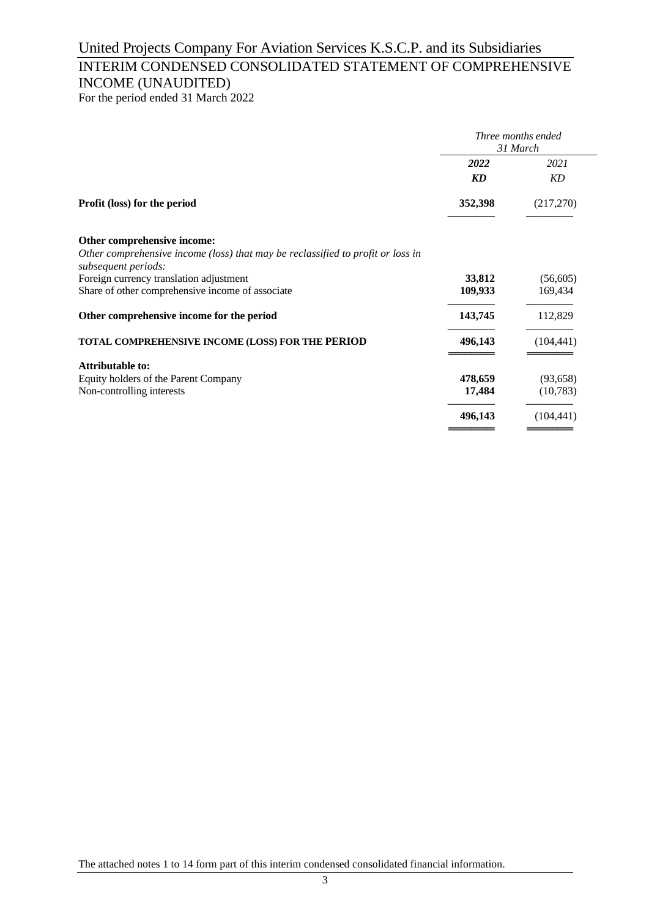United Projects Company For Aviation Services K.S.C.P. and its Subsidiaries

# INTERIM CONDENSED CONSOLIDATED STATEMENT OF COMPREHENSIVE INCOME (UNAUDITED)

For the period ended 31 March 2022

| | *Three months ended 31 March* | |
|---|---|---|
| | ***2022*** | *2021* |
| | ***KD*** | *KD* |
| **Profit (loss) for the period** | **352,398** | (217,270) |
| | | |
| **Other comprehensive income:** | | |
| *Other comprehensive income (loss) that may be reclassified to profit or loss in subsequent periods:* | | |
| Foreign currency translation adjustment | **33,812** | (56,605) |
| Share of other comprehensive income of associate | **109,933** | 169,434 |
| **Other comprehensive income for the period** | **143,745** | 112,829 |
| **TOTAL COMPREHENSIVE INCOME (LOSS) FOR THE PERIOD** | **496,143** | (104,441) |
| | | |
| **Attributable to:** | | |
| Equity holders of the Parent Company | **478,659** | (93,658) |
| Non-controlling interests | **17,484** | (10,783) |
| | **496,143** | (104,441) |

The attached notes 1 to 14 form part of this interim condensed consolidated financial information.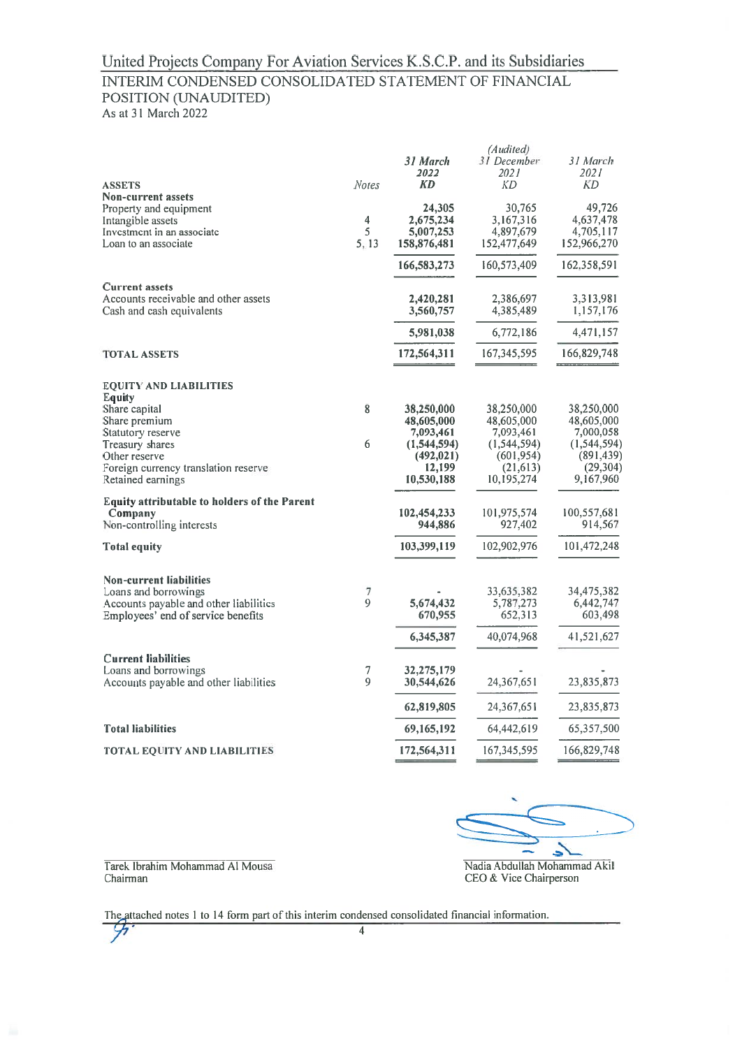# United Projects Company For Aviation Services K.S.C.P. and its Subsidiaries

## INTERIM CONDENSED CONSOLIDATED STATEMENT OF FINANCIAL POSITION (UNAUDITED)

As at 31 March 2022

| ASSETS | Notes | 31 March 2022 KD | (Audited) 31 December 2021 KD | 31 March 2021 KD |
|---|---|---|---|---|
| **Non-current assets** | | | | |
| Property and equipment | | **24,305** | 30,765 | 49,726 |
| Intangible assets | 4 | **2,675,234** | 3,167,316 | 4,637,478 |
| Investment in an associate | 5 | **5,007,253** | 4,897,679 | 4,705,117 |
| Loan to an associate | 5, 13 | **158,876,481** | 152,477,649 | 152,966,270 |
| | | **166,583,273** | 160,573,409 | 162,358,591 |
| **Current assets** | | | | |
| Accounts receivable and other assets | | **2,420,281** | 2,386,697 | 3,313,981 |
| Cash and cash equivalents | | **3,560,757** | 4,385,489 | 1,157,176 |
| | | **5,981,038** | 6,772,186 | 4,471,157 |
| **TOTAL ASSETS** | | **172,564,311** | 167,345,595 | 166,829,748 |
| **EQUITY AND LIABILITIES** | | | | |
| **Equity** | | | | |
| Share capital | 8 | **38,250,000** | 38,250,000 | 38,250,000 |
| Share premium | | **48,605,000** | 48,605,000 | 48,605,000 |
| Statutory reserve | | **7,093,461** | 7,093,461 | 7,000,058 |
| Treasury shares | 6 | **(1,544,594)** | (1,544,594) | (1,544,594) |
| Other reserve | | **(492,021)** | (601,954) | (891,439) |
| Foreign currency translation reserve | | **12,199** | (21,613) | (29,304) |
| Retained earnings | | **10,530,188** | 10,195,274 | 9,167,960 |
| **Equity attributable to holders of the Parent Company** | | **102,454,233** | 101,975,574 | 100,557,681 |
| Non-controlling interests | | **944,886** | 927,402 | 914,567 |
| **Total equity** | | **103,399,119** | 102,902,976 | 101,472,248 |
| **Non-current liabilities** | | | | |
| Loans and borrowings | 7 | **-** | 33,635,382 | 34,475,382 |
| Accounts payable and other liabilities | 9 | **5,674,432** | 5,787,273 | 6,442,747 |
| Employees' end of service benefits | | **670,955** | 652,313 | 603,498 |
| | | **6,345,387** | 40,074,968 | 41,521,627 |
| **Current liabilities** | | | | |
| Loans and borrowings | 7 | **32,275,179** | - | - |
| Accounts payable and other liabilities | 9 | **30,544,626** | 24,367,651 | 23,835,873 |
| | | **62,819,805** | 24,367,651 | 23,835,873 |
| **Total liabilities** | | **69,165,192** | 64,442,619 | 65,357,500 |
| **TOTAL EQUITY AND LIABILITIES** | | **172,564,311** | 167,345,595 | 166,829,748 |

Tarek Ibrahim Mohammad Al Mousa
Chairman

Nadia Abdullah Mohammad Akil
CEO & Vice Chairperson

The attached notes 1 to 14 form part of this interim condensed consolidated financial information.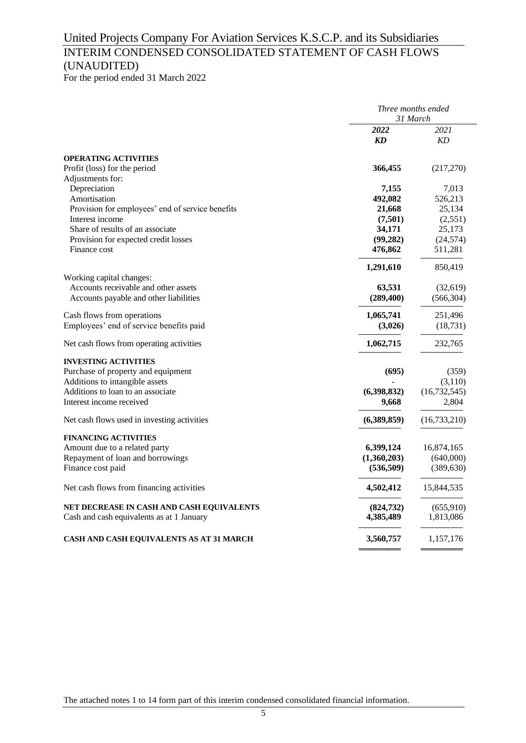# United Projects Company For Aviation Services K.S.C.P. and its Subsidiaries

## INTERIM CONDENSED CONSOLIDATED STATEMENT OF CASH FLOWS (UNAUDITED)

For the period ended 31 March 2022

| | *Three months ended 31 March* | |
|---|---|---|
| | ***2022*** | *2021* |
| | ***KD*** | *KD* |
| **OPERATING ACTIVITIES** | | |
| Profit (loss) for the period | **366,455** | (217,270) |
| Adjustments for: | | |
| Depreciation | **7,155** | 7,013 |
| Amortisation | **492,082** | 526,213 |
| Provision for employees' end of service benefits | **21,668** | 25,134 |
| Interest income | **(7,501)** | (2,551) |
| Share of results of an associate | **34,171** | 25,173 |
| Provision for expected credit losses | **(99,282)** | (24,574) |
| Finance cost | **476,862** | 511,281 |
| | **1,291,610** | 850,419 |
| Working capital changes: | | |
| Accounts receivable and other assets | **63,531** | (32,619) |
| Accounts payable and other liabilities | **(289,400)** | (566,304) |
| Cash flows from operations | **1,065,741** | 251,496 |
| Employees' end of service benefits paid | **(3,026)** | (18,731) |
| Net cash flows from operating activities | **1,062,715** | 232,765 |
| **INVESTING ACTIVITIES** | | |
| Purchase of property and equipment | **(695)** | (359) |
| Additions to intangible assets | **-** | (3,110) |
| Additions to loan to an associate | **(6,398,832)** | (16,732,545) |
| Interest income received | **9,668** | 2,804 |
| Net cash flows used in investing activities | **(6,389,859)** | (16,733,210) |
| **FINANCING ACTIVITIES** | | |
| Amount due to a related party | **6,399,124** | 16,874,165 |
| Repayment of loan and borrowings | **(1,360,203)** | (640,000) |
| Finance cost paid | **(536,509)** | (389,630) |
| Net cash flows from financing activities | **4,502,412** | 15,844,535 |
| **NET DECREASE IN CASH AND CASH EQUIVALENTS** | **(824,732)** | (655,910) |
| Cash and cash equivalents as at 1 January | **4,385,489** | 1,813,086 |
| **CASH AND CASH EQUIVALENTS AS AT 31 MARCH** | **3,560,757** | 1,157,176 |

The attached notes 1 to 14 form part of this interim condensed consolidated financial information.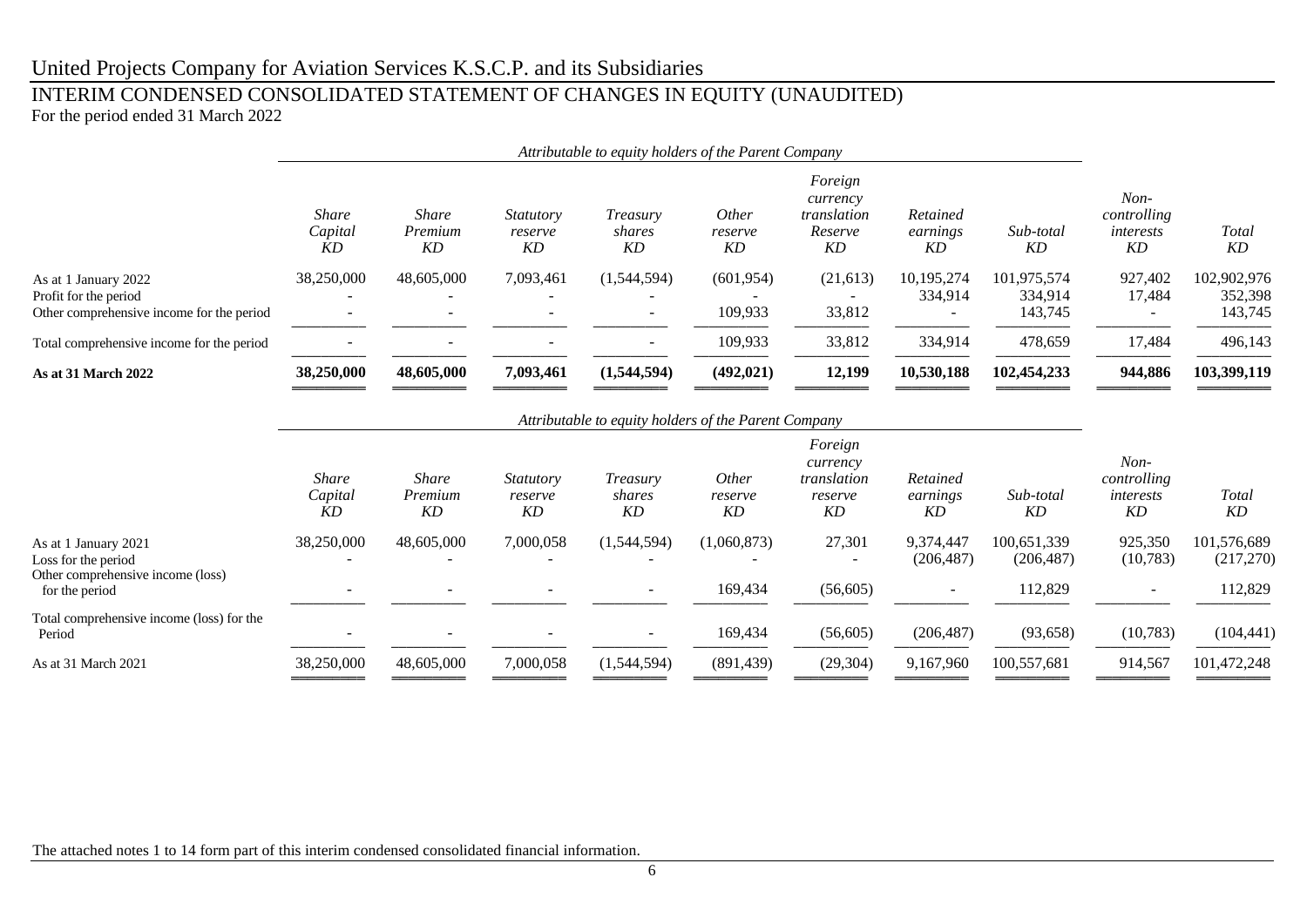# United Projects Company for Aviation Services K.S.C.P. and its Subsidiaries

## INTERIM CONDENSED CONSOLIDATED STATEMENT OF CHANGES IN EQUITY (UNAUDITED)

For the period ended 31 March 2022

| | *Attributable to equity holders of the Parent Company* | | | | | | | | | |
|---|---|---|---|---|---|---|---|---|---|---|
| | *Share Capital KD* | *Share Premium KD* | *Statutory reserve KD* | *Treasury shares KD* | *Other reserve KD* | *Foreign currency translation Reserve KD* | *Retained earnings KD* | *Sub-total KD* | *Non-controlling interests KD* | *Total KD* |
| As at 1 January 2022 | 38,250,000 | 48,605,000 | 7,093,461 | (1,544,594) | (601,954) | (21,613) | 10,195,274 | 101,975,574 | 927,402 | 102,902,976 |
| Profit for the period | - | - | - | - | - | - | 334,914 | 334,914 | 17,484 | 352,398 |
| Other comprehensive income for the period | - | - | - | - | 109,933 | 33,812 | - | 143,745 | - | 143,745 |
| Total comprehensive income for the period | - | - | - | - | 109,933 | 33,812 | 334,914 | 478,659 | 17,484 | 496,143 |
| **As at 31 March 2022** | **38,250,000** | **48,605,000** | **7,093,461** | **(1,544,594)** | **(492,021)** | **12,199** | **10,530,188** | **102,454,233** | **944,886** | **103,399,119** |

| | *Attributable to equity holders of the Parent Company* | | | | | | | | | |
|---|---|---|---|---|---|---|---|---|---|---|
| | *Share Capital KD* | *Share Premium KD* | *Statutory reserve KD* | *Treasury shares KD* | *Other reserve KD* | *Foreign currency translation reserve KD* | *Retained earnings KD* | *Sub-total KD* | *Non-controlling interests KD* | *Total KD* |
| As at 1 January 2021 | 38,250,000 | 48,605,000 | 7,000,058 | (1,544,594) | (1,060,873) | 27,301 | 9,374,447 | 100,651,339 | 925,350 | 101,576,689 |
| Loss for the period | - | - | - | - | - | - | (206,487) | (206,487) | (10,783) | (217,270) |
| Other comprehensive income (loss) for the period | - | - | - | - | 169,434 | (56,605) | - | 112,829 | - | 112,829 |
| Total comprehensive income (loss) for the Period | - | - | - | - | 169,434 | (56,605) | (206,487) | (93,658) | (10,783) | (104,441) |
| As at 31 March 2021 | 38,250,000 | 48,605,000 | 7,000,058 | (1,544,594) | (891,439) | (29,304) | 9,167,960 | 100,557,681 | 914,567 | 101,472,248 |

The attached notes 1 to 14 form part of this interim condensed consolidated financial information.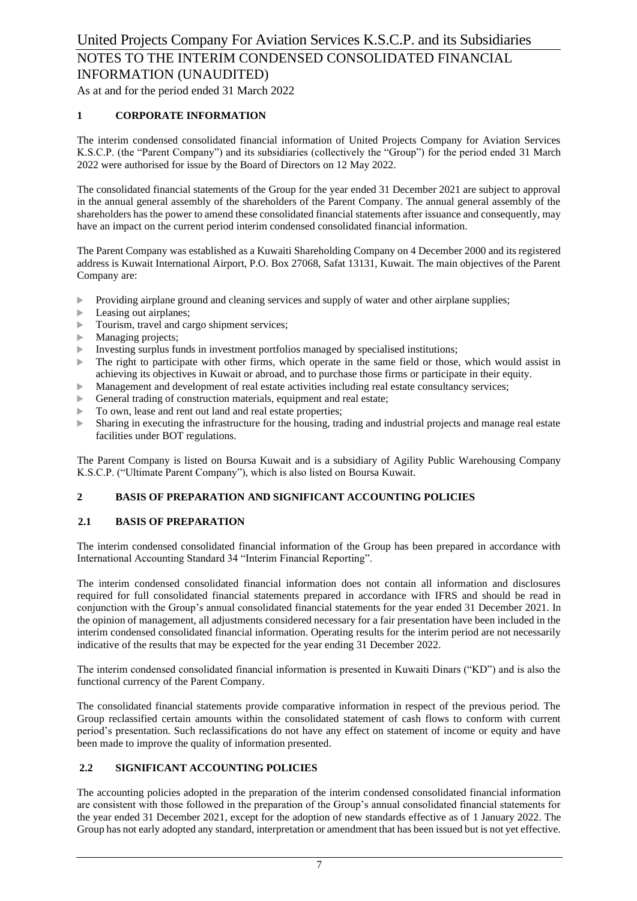United Projects Company For Aviation Services K.S.C.P. and its Subsidiaries

NOTES TO THE INTERIM CONDENSED CONSOLIDATED FINANCIAL INFORMATION (UNAUDITED)

As at and for the period ended 31 March 2022

## 1 CORPORATE INFORMATION

The interim condensed consolidated financial information of United Projects Company for Aviation Services K.S.C.P. (the "Parent Company") and its subsidiaries (collectively the "Group") for the period ended 31 March 2022 were authorised for issue by the Board of Directors on 12 May 2022.

The consolidated financial statements of the Group for the year ended 31 December 2021 are subject to approval in the annual general assembly of the shareholders of the Parent Company. The annual general assembly of the shareholders has the power to amend these consolidated financial statements after issuance and consequently, may have an impact on the current period interim condensed consolidated financial information.

The Parent Company was established as a Kuwaiti Shareholding Company on 4 December 2000 and its registered address is Kuwait International Airport, P.O. Box 27068, Safat 13131, Kuwait. The main objectives of the Parent Company are:

- Providing airplane ground and cleaning services and supply of water and other airplane supplies;
- Leasing out airplanes;
- Tourism, travel and cargo shipment services;
- Managing projects;
- Investing surplus funds in investment portfolios managed by specialised institutions;
- The right to participate with other firms, which operate in the same field or those, which would assist in achieving its objectives in Kuwait or abroad, and to purchase those firms or participate in their equity.
- Management and development of real estate activities including real estate consultancy services;
- General trading of construction materials, equipment and real estate;
- To own, lease and rent out land and real estate properties;
- Sharing in executing the infrastructure for the housing, trading and industrial projects and manage real estate facilities under BOT regulations.

The Parent Company is listed on Boursa Kuwait and is a subsidiary of Agility Public Warehousing Company K.S.C.P. ("Ultimate Parent Company"), which is also listed on Boursa Kuwait.

## 2 BASIS OF PREPARATION AND SIGNIFICANT ACCOUNTING POLICIES

### 2.1 BASIS OF PREPARATION

The interim condensed consolidated financial information of the Group has been prepared in accordance with International Accounting Standard 34 "Interim Financial Reporting".

The interim condensed consolidated financial information does not contain all information and disclosures required for full consolidated financial statements prepared in accordance with IFRS and should be read in conjunction with the Group's annual consolidated financial statements for the year ended 31 December 2021. In the opinion of management, all adjustments considered necessary for a fair presentation have been included in the interim condensed consolidated financial information. Operating results for the interim period are not necessarily indicative of the results that may be expected for the year ending 31 December 2022.

The interim condensed consolidated financial information is presented in Kuwaiti Dinars ("KD") and is also the functional currency of the Parent Company.

The consolidated financial statements provide comparative information in respect of the previous period. The Group reclassified certain amounts within the consolidated statement of cash flows to conform with current period's presentation. Such reclassifications do not have any effect on statement of income or equity and have been made to improve the quality of information presented.

### 2.2 SIGNIFICANT ACCOUNTING POLICIES

The accounting policies adopted in the preparation of the interim condensed consolidated financial information are consistent with those followed in the preparation of the Group's annual consolidated financial statements for the year ended 31 December 2021, except for the adoption of new standards effective as of 1 January 2022. The Group has not early adopted any standard, interpretation or amendment that has been issued but is not yet effective.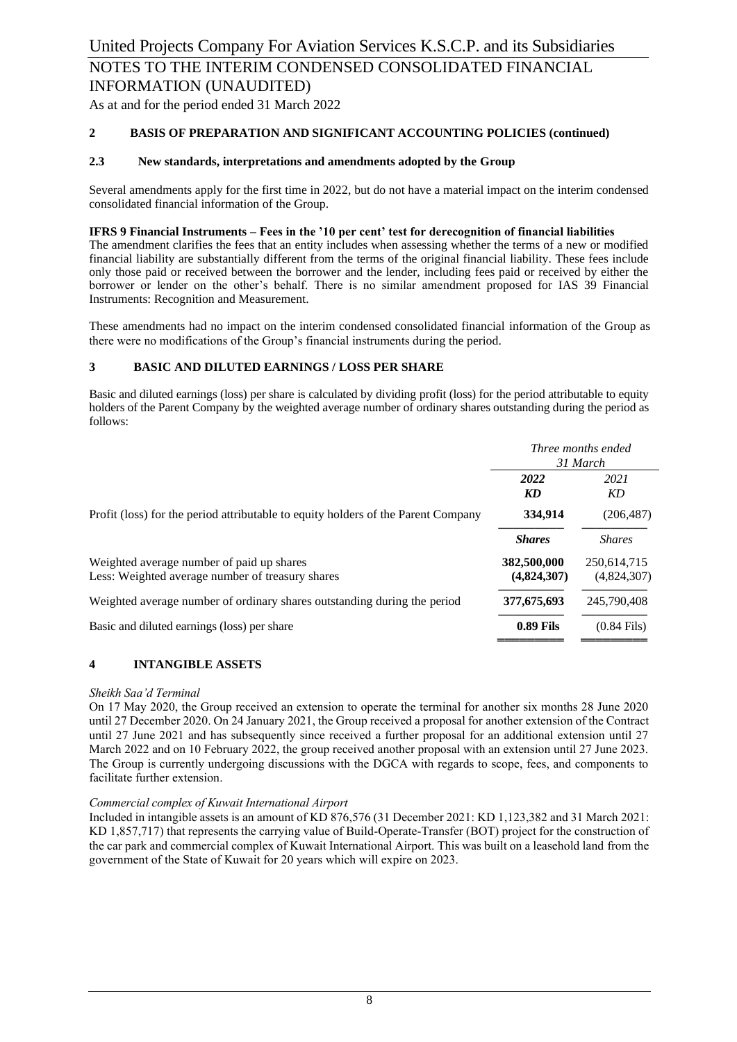## 2 BASIS OF PREPARATION AND SIGNIFICANT ACCOUNTING POLICIES (continued)

### 2.3 New standards, interpretations and amendments adopted by the Group

Several amendments apply for the first time in 2022, but do not have a material impact on the interim condensed consolidated financial information of the Group.

**IFRS 9 Financial Instruments – Fees in the '10 per cent' test for derecognition of financial liabilities**

The amendment clarifies the fees that an entity includes when assessing whether the terms of a new or modified financial liability are substantially different from the terms of the original financial liability. These fees include only those paid or received between the borrower and the lender, including fees paid or received by either the borrower or lender on the other's behalf. There is no similar amendment proposed for IAS 39 Financial Instruments: Recognition and Measurement.

These amendments had no impact on the interim condensed consolidated financial information of the Group as there were no modifications of the Group's financial instruments during the period.

## 3 BASIC AND DILUTED EARNINGS / LOSS PER SHARE

Basic and diluted earnings (loss) per share is calculated by dividing profit (loss) for the period attributable to equity holders of the Parent Company by the weighted average number of ordinary shares outstanding during the period as follows:

| | *Three months ended 31 March* | |
|---|---|---|
| | ***2022*** | *2021* |
| | ***KD*** | *KD* |
| Profit (loss) for the period attributable to equity holders of the Parent Company | **334,914** | (206,487) |
| | ***Shares*** | *Shares* |
| Weighted average number of paid up shares | **382,500,000** | 250,614,715 |
| Less: Weighted average number of treasury shares | **(4,824,307)** | (4,824,307) |
| Weighted average number of ordinary shares outstanding during the period | **377,675,693** | 245,790,408 |
| Basic and diluted earnings (loss) per share | **0.89 Fils** | (0.84 Fils) |

## 4 INTANGIBLE ASSETS

*Sheikh Saa'd Terminal*

On 17 May 2020, the Group received an extension to operate the terminal for another six months 28 June 2020 until 27 December 2020. On 24 January 2021, the Group received a proposal for another extension of the Contract until 27 June 2021 and has subsequently since received a further proposal for an additional extension until 27 March 2022 and on 10 February 2022, the group received another proposal with an extension until 27 June 2023. The Group is currently undergoing discussions with the DGCA with regards to scope, fees, and components to facilitate further extension.

*Commercial complex of Kuwait International Airport*

Included in intangible assets is an amount of KD 876,576 (31 December 2021: KD 1,123,382 and 31 March 2021: KD 1,857,717) that represents the carrying value of Build-Operate-Transfer (BOT) project for the construction of the car park and commercial complex of Kuwait International Airport. This was built on a leasehold land from the government of the State of Kuwait for 20 years which will expire on 2023.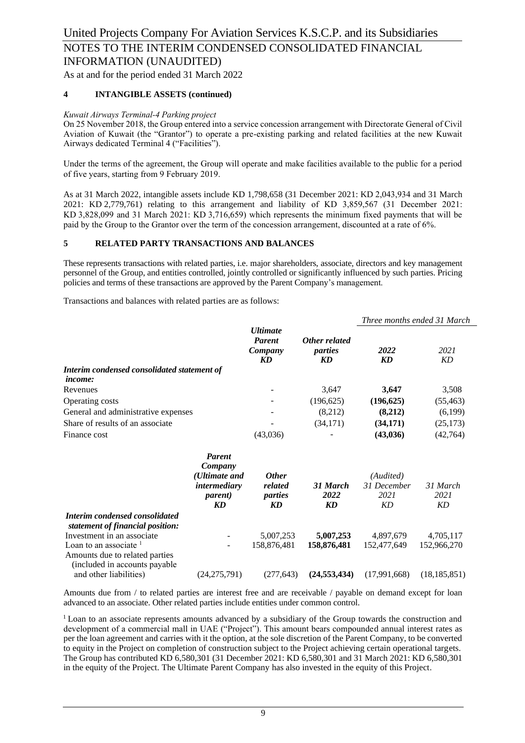## 4 INTANGIBLE ASSETS (continued)

*Kuwait Airways Terminal-4 Parking project*

On 25 November 2018, the Group entered into a service concession arrangement with Directorate General of Civil Aviation of Kuwait (the "Grantor") to operate a pre-existing parking and related facilities at the new Kuwait Airways dedicated Terminal 4 ("Facilities").

Under the terms of the agreement, the Group will operate and make facilities available to the public for a period of five years, starting from 9 February 2019.

As at 31 March 2022, intangible assets include KD 1,798,658 (31 December 2021: KD 2,043,934 and 31 March 2021: KD 2,779,761) relating to this arrangement and liability of KD 3,859,567 (31 December 2021: KD 3,828,099 and 31 March 2021: KD 3,716,659) which represents the minimum fixed payments that will be paid by the Group to the Grantor over the term of the concession arrangement, discounted at a rate of 6%.

## 5 RELATED PARTY TRANSACTIONS AND BALANCES

These represents transactions with related parties, i.e. major shareholders, associate, directors and key management personnel of the Group, and entities controlled, jointly controlled or significantly influenced by such parties. Pricing policies and terms of these transactions are approved by the Parent Company's management.

Transactions and balances with related parties are as follows:

| | | | *Three months ended 31 March* | |
|---|---|---|---|---|
| | ***Ultimate Parent Company*** | ***Other related parties*** | ***2022*** | *2021* |
| | ***KD*** | ***KD*** | ***KD*** | *KD* |
| ***Interim condensed consolidated statement of income:*** | | | | |
| Revenues | - | 3,647 | **3,647** | 3,508 |
| Operating costs | - | (196,625) | **(196,625)** | (55,463) |
| General and administrative expenses | - | (8,212) | **(8,212)** | (6,199) |
| Share of results of an associate | - | (34,171) | **(34,171)** | (25,173) |
| Finance cost | (43,036) | - | **(43,036)** | (42,764) |

| | ***Parent Company (Ultimate and intermediary parent)*** | ***Other related parties*** | ***31 March 2022*** | *(Audited) 31 December 2021* | *31 March 2021* |
|---|---|---|---|---|---|
| | ***KD*** | ***KD*** | ***KD*** | *KD* | *KD* |
| ***Interim condensed consolidated statement of financial position:*** | | | | | |
| Investment in an associate | - | 5,007,253 | **5,007,253** | 4,897,679 | 4,705,117 |
| Loan to an associate [1] | - | 158,876,481 | **158,876,481** | 152,477,649 | 152,966,270 |
| Amounts due to related parties (included in accounts payable and other liabilities) | (24,275,791) | (277,643) | **(24,553,434)** | (17,991,668) | (18,185,851) |

Amounts due from / to related parties are interest free and are receivable / payable on demand except for loan advanced to an associate. Other related parties include entities under common control.

[1] Loan to an associate represents amounts advanced by a subsidiary of the Group towards the construction and development of a commercial mall in UAE ("Project"). This amount bears compounded annual interest rates as per the loan agreement and carries with it the option, at the sole discretion of the Parent Company, to be converted to equity in the Project on completion of construction subject to the Project achieving certain operational targets. The Group has contributed KD 6,580,301 (31 December 2021: KD 6,580,301 and 31 March 2021: KD 6,580,301 in the equity of the Project. The Ultimate Parent Company has also invested in the equity of this Project.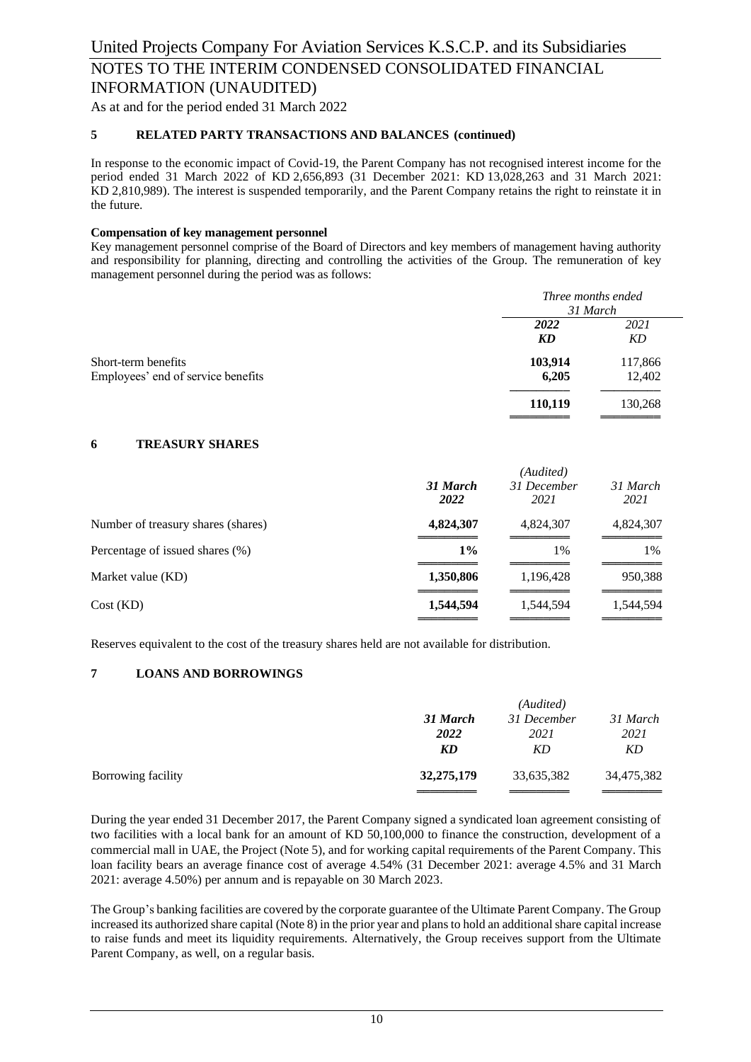## 5 RELATED PARTY TRANSACTIONS AND BALANCES (continued)

In response to the economic impact of Covid-19, the Parent Company has not recognised interest income for the period ended 31 March 2022 of KD 2,656,893 (31 December 2021: KD 13,028,263 and 31 March 2021: KD 2,810,989). The interest is suspended temporarily, and the Parent Company retains the right to reinstate it in the future.

**Compensation of key management personnel**

Key management personnel comprise of the Board of Directors and key members of management having authority and responsibility for planning, directing and controlling the activities of the Group. The remuneration of key management personnel during the period was as follows:

| | *Three months ended 31 March* | |
|---|---|---|
| | ***2022*** | *2021* |
| | ***KD*** | *KD* |
| Short-term benefits | **103,914** | 117,866 |
| Employees' end of service benefits | **6,205** | 12,402 |
| | **110,119** | 130,268 |

## 6 TREASURY SHARES

| | ***31 March 2022*** | *(Audited) 31 December 2021* | *31 March 2021* |
|---|---|---|---|
| Number of treasury shares (shares) | **4,824,307** | 4,824,307 | 4,824,307 |
| Percentage of issued shares (%) | **1%** | 1% | 1% |
| Market value (KD) | **1,350,806** | 1,196,428 | 950,388 |
| Cost (KD) | **1,544,594** | 1,544,594 | 1,544,594 |

Reserves equivalent to the cost of the treasury shares held are not available for distribution.

## 7 LOANS AND BORROWINGS

| | ***31 March 2022*** | *(Audited) 31 December 2021* | *31 March 2021* |
|---|---|---|---|
| | ***KD*** | *KD* | *KD* |
| Borrowing facility | **32,275,179** | 33,635,382 | 34,475,382 |

During the year ended 31 December 2017, the Parent Company signed a syndicated loan agreement consisting of two facilities with a local bank for an amount of KD 50,100,000 to finance the construction, development of a commercial mall in UAE, the Project (Note 5), and for working capital requirements of the Parent Company. This loan facility bears an average finance cost of average 4.54% (31 December 2021: average 4.5% and 31 March 2021: average 4.50%) per annum and is repayable on 30 March 2023.

The Group's banking facilities are covered by the corporate guarantee of the Ultimate Parent Company. The Group increased its authorized share capital (Note 8) in the prior year and plans to hold an additional share capital increase to raise funds and meet its liquidity requirements. Alternatively, the Group receives support from the Ultimate Parent Company, as well, on a regular basis.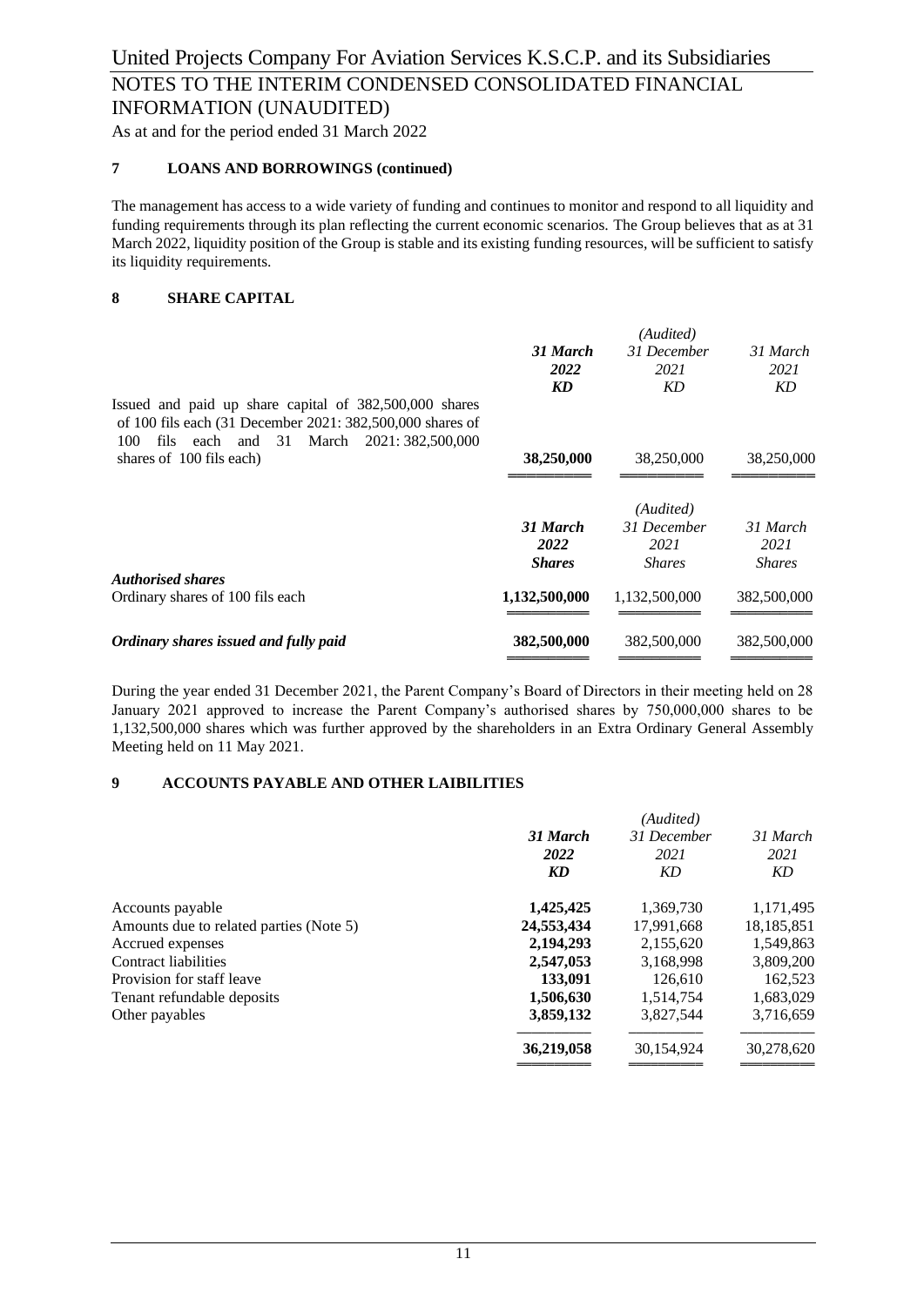## 7 LOANS AND BORROWINGS (continued)

The management has access to a wide variety of funding and continues to monitor and respond to all liquidity and funding requirements through its plan reflecting the current economic scenarios. The Group believes that as at 31 March 2022, liquidity position of the Group is stable and its existing funding resources, will be sufficient to satisfy its liquidity requirements.

## 8 SHARE CAPITAL

| | ***31 March 2022 KD*** | *(Audited) 31 December 2021 KD* | *31 March 2021 KD* |
|---|---|---|---|
| Issued and paid up share capital of 382,500,000 shares of 100 fils each (31 December 2021: 382,500,000 shares of 100 fils each and 31 March 2021: 382,500,000 shares of 100 fils each) | **38,250,000** | 38,250,000 | 38,250,000 |

| | ***31 March 2022 Shares*** | *(Audited) 31 December 2021 Shares* | *31 March 2021 Shares* |
|---|---|---|---|
| ***Authorised shares*** | | | |
| Ordinary shares of 100 fils each | **1,132,500,000** | 1,132,500,000 | 382,500,000 |
| ***Ordinary shares issued and fully paid*** | **382,500,000** | 382,500,000 | 382,500,000 |

During the year ended 31 December 2021, the Parent Company's Board of Directors in their meeting held on 28 January 2021 approved to increase the Parent Company's authorised shares by 750,000,000 shares to be 1,132,500,000 shares which was further approved by the shareholders in an Extra Ordinary General Assembly Meeting held on 11 May 2021.

## 9 ACCOUNTS PAYABLE AND OTHER LAIBILITIES

| | ***31 March 2022 KD*** | *(Audited) 31 December 2021 KD* | *31 March 2021 KD* |
|---|---|---|---|
| Accounts payable | **1,425,425** | 1,369,730 | 1,171,495 |
| Amounts due to related parties (Note 5) | **24,553,434** | 17,991,668 | 18,185,851 |
| Accrued expenses | **2,194,293** | 2,155,620 | 1,549,863 |
| Contract liabilities | **2,547,053** | 3,168,998 | 3,809,200 |
| Provision for staff leave | **133,091** | 126,610 | 162,523 |
| Tenant refundable deposits | **1,506,630** | 1,514,754 | 1,683,029 |
| Other payables | **3,859,132** | 3,827,544 | 3,716,659 |
| | **36,219,058** | 30,154,924 | 30,278,620 |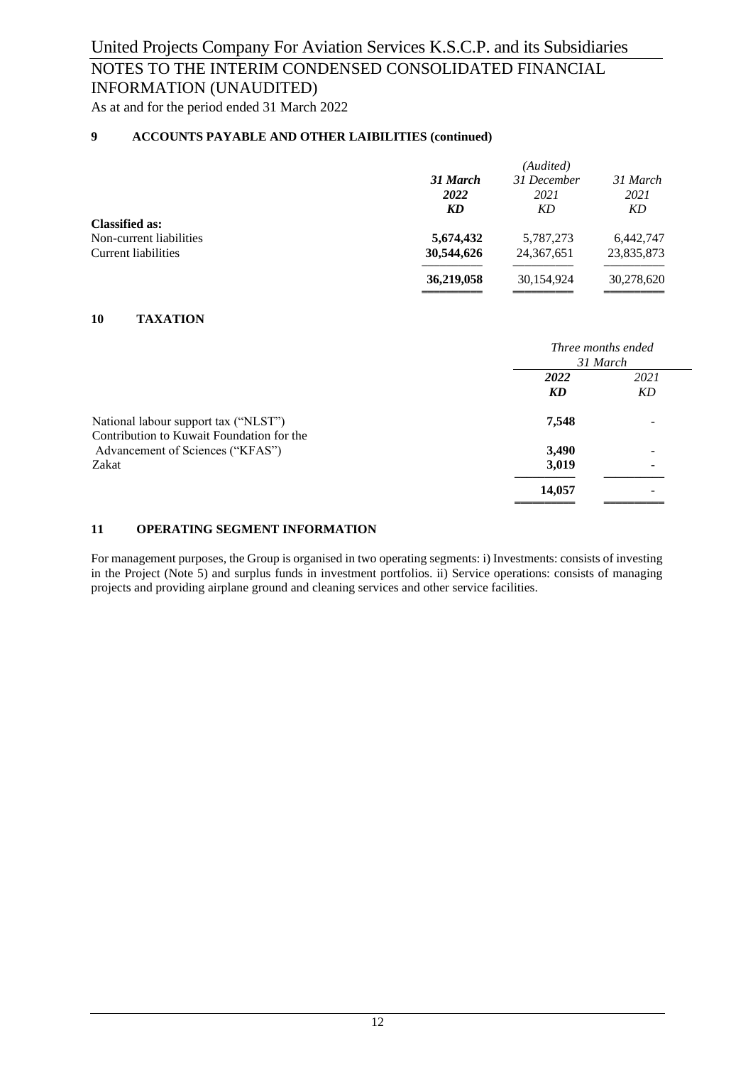## 9 ACCOUNTS PAYABLE AND OTHER LAIBILITIES (continued)

| | ***31 March 2022*** | *(Audited) 31 December 2021* | *31 March 2021* |
|---|---|---|---|
| | ***KD*** | *KD* | *KD* |
| **Classified as:** | | | |
| Non-current liabilities | **5,674,432** | 5,787,273 | 6,442,747 |
| Current liabilities | **30,544,626** | 24,367,651 | 23,835,873 |
| | **36,219,058** | 30,154,924 | 30,278,620 |

## 10 TAXATION

| | *Three months ended 31 March* | |
|---|---|---|
| | ***2022*** | *2021* |
| | ***KD*** | *KD* |
| National labour support tax ("NLST") | **7,548** | - |
| Contribution to Kuwait Foundation for the Advancement of Sciences ("KFAS") | **3,490** | - |
| Zakat | **3,019** | - |
| | **14,057** | - |

## 11 OPERATING SEGMENT INFORMATION

For management purposes, the Group is organised in two operating segments: i) Investments: consists of investing in the Project (Note 5) and surplus funds in investment portfolios. ii) Service operations: consists of managing projects and providing airplane ground and cleaning services and other service facilities.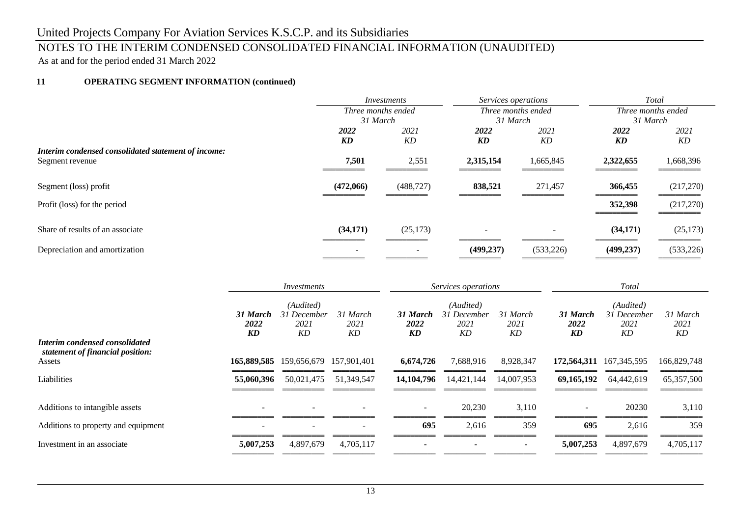## 11 OPERATING SEGMENT INFORMATION (continued)

| | *Investments* | | *Services operations* | | *Total* | |
|---|---|---|---|---|---|---|
| | *Three months ended 31 March* | | *Three months ended 31 March* | | *Three months ended 31 March* | |
| | ***2022*** | *2021* | ***2022*** | *2021* | ***2022*** | *2021* |
| | ***KD*** | *KD* | ***KD*** | *KD* | ***KD*** | *KD* |
| ***Interim condensed consolidated statement of income:*** | | | | | | |
| Segment revenue | **7,501** | 2,551 | **2,315,154** | 1,665,845 | **2,322,655** | 1,668,396 |
| Segment (loss) profit | **(472,066)** | (488,727) | **838,521** | 271,457 | **366,455** | (217,270) |
| Profit (loss) for the period | | | | | **352,398** | (217,270) |
| Share of results of an associate | **(34,171)** | (25,173) | - | - | **(34,171)** | (25,173) |
| Depreciation and amortization | - | - | **(499,237)** | (533,226) | **(499,237)** | (533,226) |

| | *Investments* | | | *Services operations* | | | *Total* | | |
|---|---|---|---|---|---|---|---|---|---|
| | ***31 March 2022*** | *(Audited) 31 December 2021* | *31 March 2021* | ***31 March 2022*** | *(Audited) 31 December 2021* | *31 March 2021* | ***31 March 2022*** | *(Audited) 31 December 2021* | *31 March 2021* |
| | ***KD*** | *KD* | *KD* | ***KD*** | *KD* | *KD* | ***KD*** | *KD* | *KD* |
| ***Interim condensed consolidated statement of financial position:*** | | | | | | | | | |
| Assets | **165,889,585** | 159,656,679 | 157,901,401 | **6,674,726** | 7,688,916 | 8,928,347 | **172,564,311** | 167,345,595 | 166,829,748 |
| Liabilities | **55,060,396** | 50,021,475 | 51,349,547 | **14,104,796** | 14,421,144 | 14,007,953 | **69,165,192** | 64,442,619 | 65,357,500 |
| Additions to intangible assets | - | - | - | - | 20,230 | 3,110 | - | 20230 | 3,110 |
| Additions to property and equipment | - | - | - | **695** | 2,616 | 359 | **695** | 2,616 | 359 |
| Investment in an associate | **5,007,253** | 4,897,679 | 4,705,117 | - | - | - | **5,007,253** | 4,897,679 | 4,705,117 |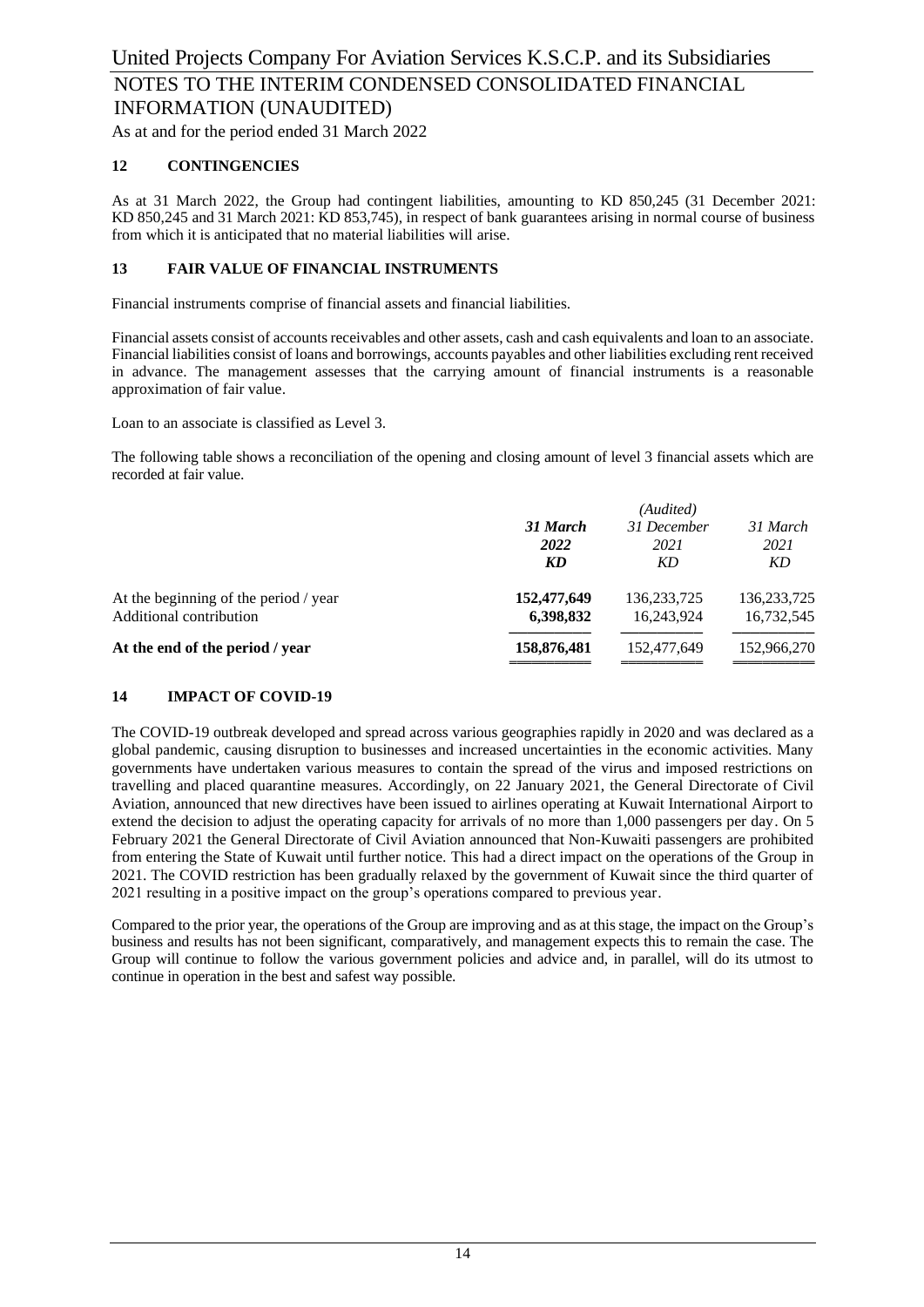## 12 CONTINGENCIES

As at 31 March 2022, the Group had contingent liabilities, amounting to KD 850,245 (31 December 2021: KD 850,245 and 31 March 2021: KD 853,745), in respect of bank guarantees arising in normal course of business from which it is anticipated that no material liabilities will arise.

## 13 FAIR VALUE OF FINANCIAL INSTRUMENTS

Financial instruments comprise of financial assets and financial liabilities.

Financial assets consist of accounts receivables and other assets, cash and cash equivalents and loan to an associate. Financial liabilities consist of loans and borrowings, accounts payables and other liabilities excluding rent received in advance. The management assesses that the carrying amount of financial instruments is a reasonable approximation of fair value.

Loan to an associate is classified as Level 3.

The following table shows a reconciliation of the opening and closing amount of level 3 financial assets which are recorded at fair value.

| | ***31 March 2022 KD*** | *(Audited) 31 December 2021 KD* | *31 March 2021 KD* |
|---|---|---|---|
| At the beginning of the period / year | **152,477,649** | 136,233,725 | 136,233,725 |
| Additional contribution | **6,398,832** | 16,243,924 | 16,732,545 |
| **At the end of the period / year** | **158,876,481** | 152,477,649 | 152,966,270 |

## 14 IMPACT OF COVID-19

The COVID-19 outbreak developed and spread across various geographies rapidly in 2020 and was declared as a global pandemic, causing disruption to businesses and increased uncertainties in the economic activities. Many governments have undertaken various measures to contain the spread of the virus and imposed restrictions on travelling and placed quarantine measures. Accordingly, on 22 January 2021, the General Directorate of Civil Aviation, announced that new directives have been issued to airlines operating at Kuwait International Airport to extend the decision to adjust the operating capacity for arrivals of no more than 1,000 passengers per day. On 5 February 2021 the General Directorate of Civil Aviation announced that Non-Kuwaiti passengers are prohibited from entering the State of Kuwait until further notice. This had a direct impact on the operations of the Group in 2021. The COVID restriction has been gradually relaxed by the government of Kuwait since the third quarter of 2021 resulting in a positive impact on the group's operations compared to previous year.

Compared to the prior year, the operations of the Group are improving and as at this stage, the impact on the Group's business and results has not been significant, comparatively, and management expects this to remain the case. The Group will continue to follow the various government policies and advice and, in parallel, will do its utmost to continue in operation in the best and safest way possible.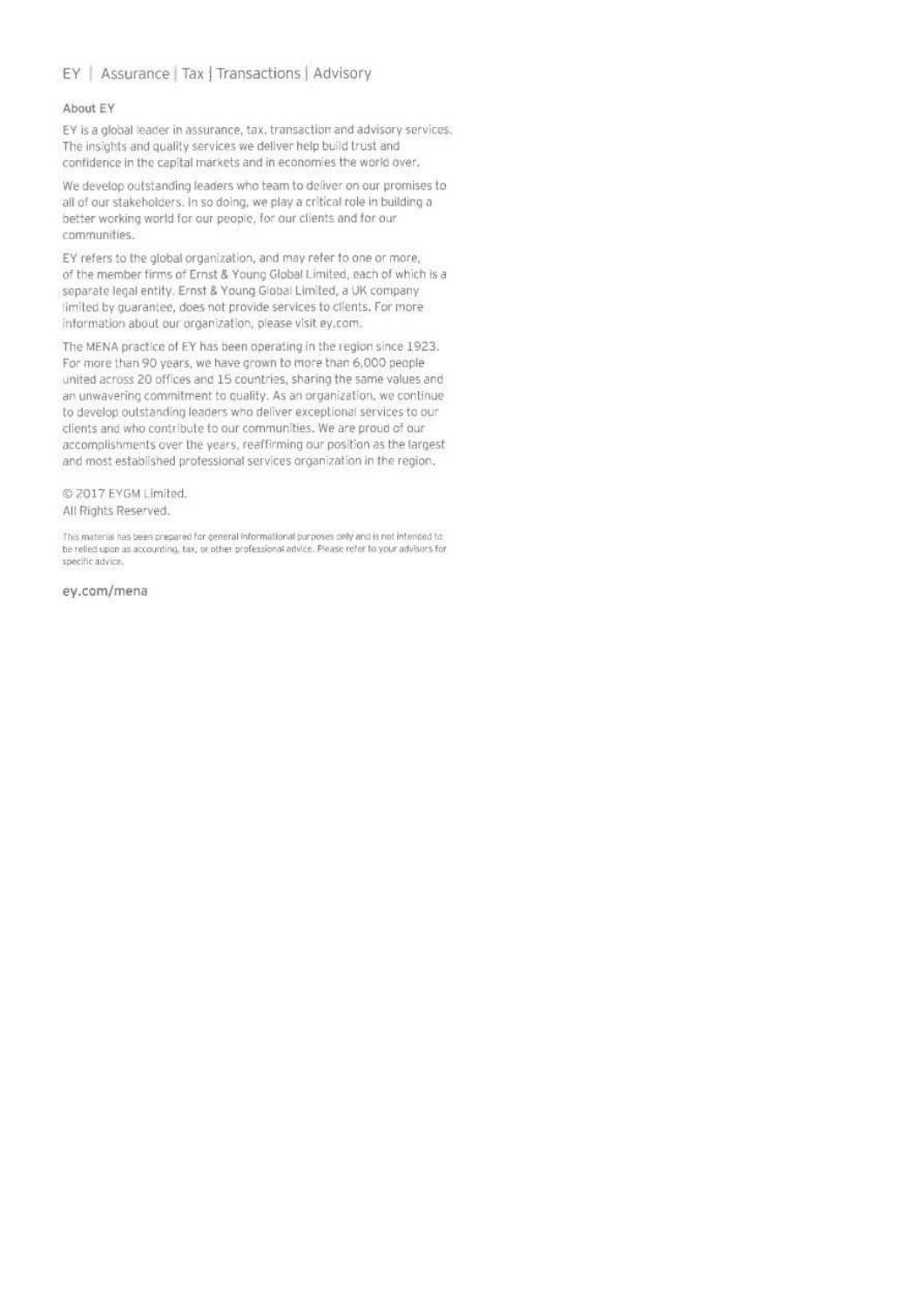EY | Assurance | Tax | Transactions | Advisory

## About EY

EY is a global leader in assurance, tax, transaction and advisory services. The insights and quality services we deliver help build trust and confidence in the capital markets and in economies the world over.

We develop outstanding leaders who team to deliver on our promises to all of our stakeholders. In so doing, we play a critical role in building a better working world for our people, for our clients and for our communities.

EY refers to the global organization, and may refer to one or more, of the member firms of Ernst & Young Global Limited, each of which is a separate legal entity. Ernst & Young Global Limited, a UK company limited by guarantee, does not provide services to clients. For more information about our organization, please visit ey.com.

The MENA practice of EY has been operating in the region since 1923. For more than 90 years, we have grown to more than 6,000 people united across 20 offices and 15 countries, sharing the same values and an unwavering commitment to quality. As an organization, we continue to develop outstanding leaders who deliver exceptional services to our clients and who contribute to our communities. We are proud of our accomplishments over the years, reaffirming our position as the largest and most established professional services organization in the region.

© 2017 EYGM Limited.
All Rights Reserved.

This material has been prepared for general informational purposes only and is not intended to be relied upon as accounting, tax, or other professional advice. Please refer to your advisors for specific advice.

ey.com/mena